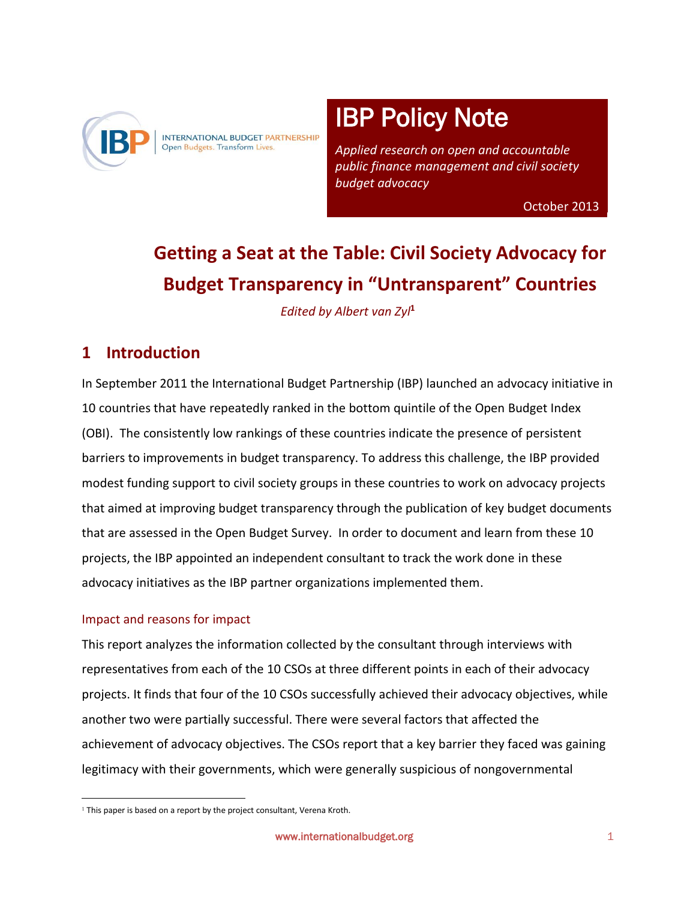INTERNATIONAL BUDGET PARTNERSHIP
Open Budgets. Transform Lives.

# IBP Policy Note

*Applied research on open and accountable public finance management and civil society budget advocacy*

October 2013

# Getting a Seat at the Table: Civil Society Advocacy for Budget Transparency in "Untransparent" Countries

*Edited by Albert van Zyl*[1]

## 1 Introduction

In September 2011 the International Budget Partnership (IBP) launched an advocacy initiative in 10 countries that have repeatedly ranked in the bottom quintile of the Open Budget Index (OBI). The consistently low rankings of these countries indicate the presence of persistent barriers to improvements in budget transparency. To address this challenge, the IBP provided modest funding support to civil society groups in these countries to work on advocacy projects that aimed at improving budget transparency through the publication of key budget documents that are assessed in the Open Budget Survey. In order to document and learn from these 10 projects, the IBP appointed an independent consultant to track the work done in these advocacy initiatives as the IBP partner organizations implemented them.

### Impact and reasons for impact

This report analyzes the information collected by the consultant through interviews with representatives from each of the 10 CSOs at three different points in each of their advocacy projects. It finds that four of the 10 CSOs successfully achieved their advocacy objectives, while another two were partially successful. There were several factors that affected the achievement of advocacy objectives. The CSOs report that a key barrier they faced was gaining legitimacy with their governments, which were generally suspicious of nongovernmental

[1] This paper is based on a report by the project consultant, Verena Kroth.

www.internationalbudget.org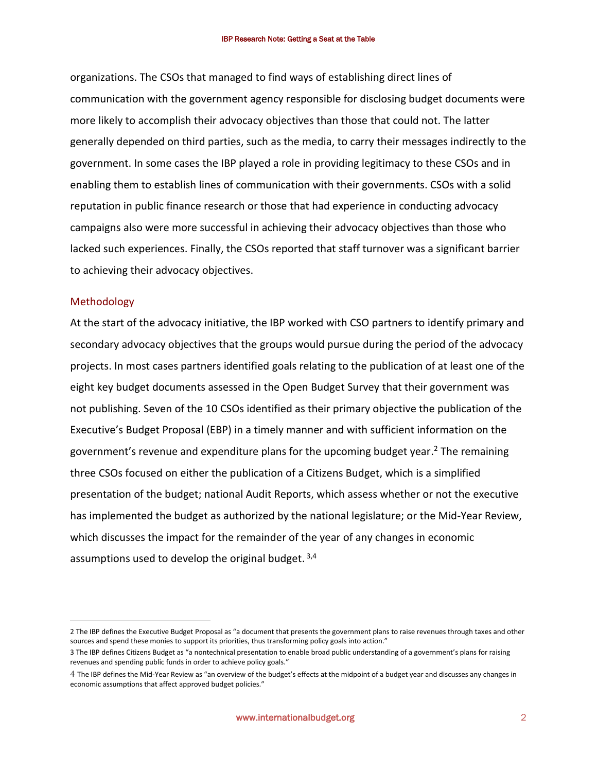organizations. The CSOs that managed to find ways of establishing direct lines of communication with the government agency responsible for disclosing budget documents were more likely to accomplish their advocacy objectives than those that could not. The latter generally depended on third parties, such as the media, to carry their messages indirectly to the government. In some cases the IBP played a role in providing legitimacy to these CSOs and in enabling them to establish lines of communication with their governments. CSOs with a solid reputation in public finance research or those that had experience in conducting advocacy campaigns also were more successful in achieving their advocacy objectives than those who lacked such experiences. Finally, the CSOs reported that staff turnover was a significant barrier to achieving their advocacy objectives.

## Methodology

At the start of the advocacy initiative, the IBP worked with CSO partners to identify primary and secondary advocacy objectives that the groups would pursue during the period of the advocacy projects. In most cases partners identified goals relating to the publication of at least one of the eight key budget documents assessed in the Open Budget Survey that their government was not publishing. Seven of the 10 CSOs identified as their primary objective the publication of the Executive's Budget Proposal (EBP) in a timely manner and with sufficient information on the government's revenue and expenditure plans for the upcoming budget year.[2] The remaining three CSOs focused on either the publication of a Citizens Budget, which is a simplified presentation of the budget; national Audit Reports, which assess whether or not the executive has implemented the budget as authorized by the national legislature; or the Mid-Year Review, which discusses the impact for the remainder of the year of any changes in economic assumptions used to develop the original budget.[3,4]

---

2 The IBP defines the Executive Budget Proposal as "a document that presents the government plans to raise revenues through taxes and other sources and spend these monies to support its priorities, thus transforming policy goals into action."

3 The IBP defines Citizens Budget as "a nontechnical presentation to enable broad public understanding of a government's plans for raising revenues and spending public funds in order to achieve policy goals."

4 The IBP defines the Mid-Year Review as "an overview of the budget's effects at the midpoint of a budget year and discusses any changes in economic assumptions that affect approved budget policies."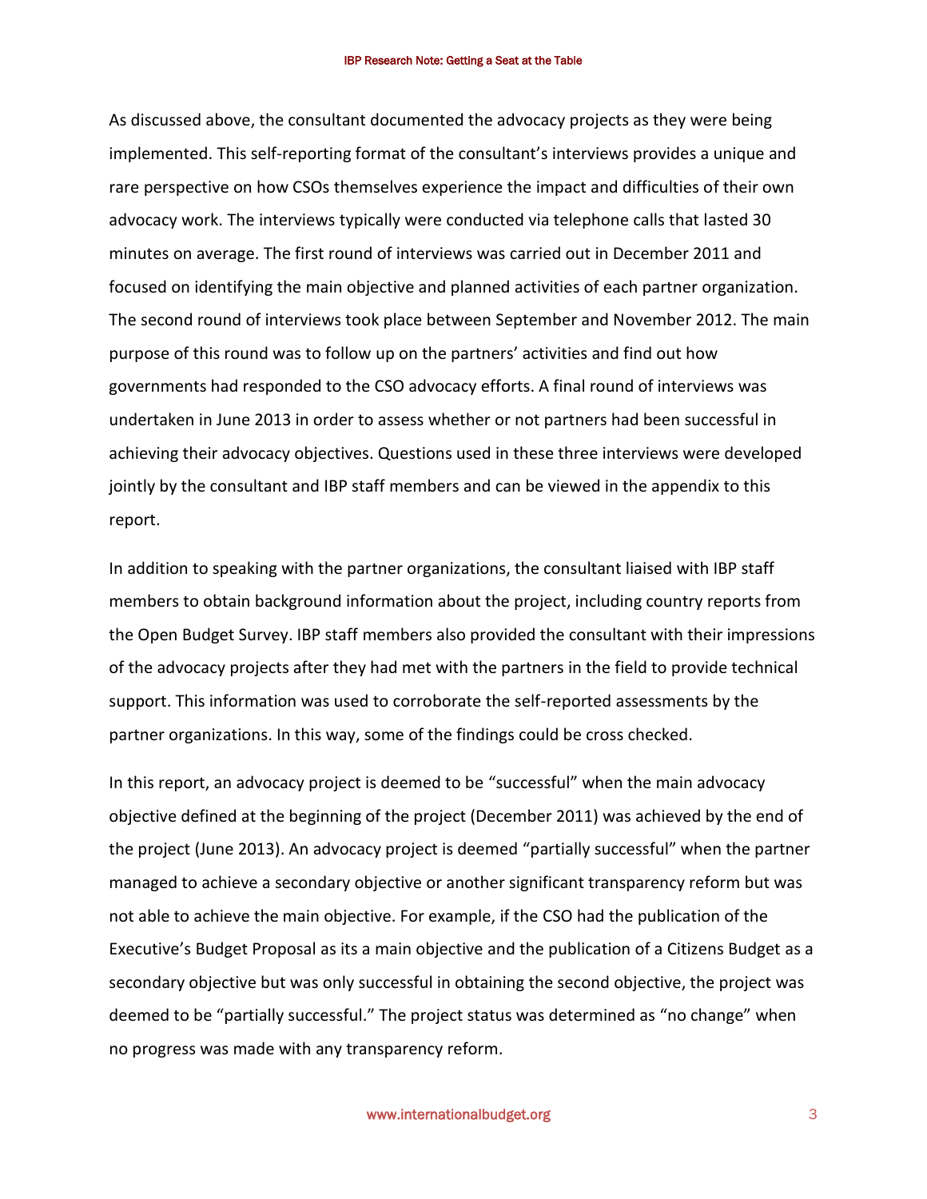As discussed above, the consultant documented the advocacy projects as they were being implemented. This self-reporting format of the consultant's interviews provides a unique and rare perspective on how CSOs themselves experience the impact and difficulties of their own advocacy work. The interviews typically were conducted via telephone calls that lasted 30 minutes on average. The first round of interviews was carried out in December 2011 and focused on identifying the main objective and planned activities of each partner organization. The second round of interviews took place between September and November 2012. The main purpose of this round was to follow up on the partners' activities and find out how governments had responded to the CSO advocacy efforts. A final round of interviews was undertaken in June 2013 in order to assess whether or not partners had been successful in achieving their advocacy objectives. Questions used in these three interviews were developed jointly by the consultant and IBP staff members and can be viewed in the appendix to this report.

In addition to speaking with the partner organizations, the consultant liaised with IBP staff members to obtain background information about the project, including country reports from the Open Budget Survey. IBP staff members also provided the consultant with their impressions of the advocacy projects after they had met with the partners in the field to provide technical support. This information was used to corroborate the self-reported assessments by the partner organizations. In this way, some of the findings could be cross checked.

In this report, an advocacy project is deemed to be "successful" when the main advocacy objective defined at the beginning of the project (December 2011) was achieved by the end of the project (June 2013). An advocacy project is deemed "partially successful" when the partner managed to achieve a secondary objective or another significant transparency reform but was not able to achieve the main objective. For example, if the CSO had the publication of the Executive's Budget Proposal as its a main objective and the publication of a Citizens Budget as a secondary objective but was only successful in obtaining the second objective, the project was deemed to be "partially successful." The project status was determined as "no change" when no progress was made with any transparency reform.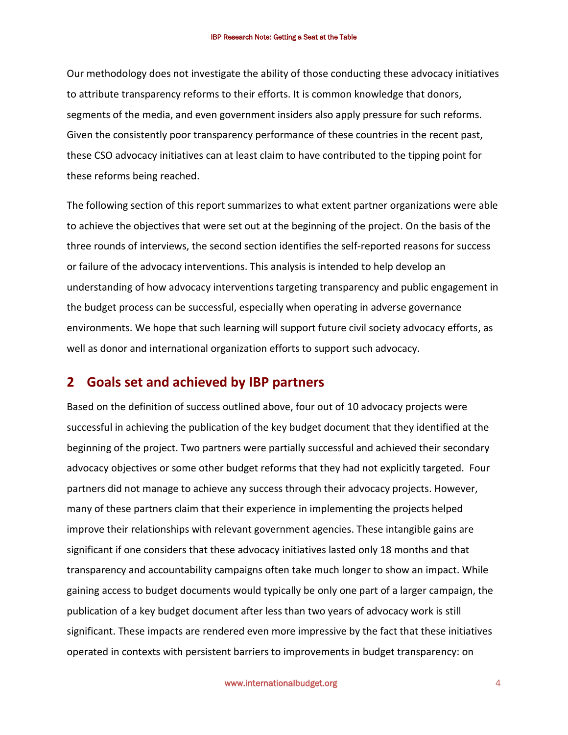Our methodology does not investigate the ability of those conducting these advocacy initiatives to attribute transparency reforms to their efforts. It is common knowledge that donors, segments of the media, and even government insiders also apply pressure for such reforms. Given the consistently poor transparency performance of these countries in the recent past, these CSO advocacy initiatives can at least claim to have contributed to the tipping point for these reforms being reached.

The following section of this report summarizes to what extent partner organizations were able to achieve the objectives that were set out at the beginning of the project. On the basis of the three rounds of interviews, the second section identifies the self-reported reasons for success or failure of the advocacy interventions. This analysis is intended to help develop an understanding of how advocacy interventions targeting transparency and public engagement in the budget process can be successful, especially when operating in adverse governance environments. We hope that such learning will support future civil society advocacy efforts, as well as donor and international organization efforts to support such advocacy.

## 2 Goals set and achieved by IBP partners

Based on the definition of success outlined above, four out of 10 advocacy projects were successful in achieving the publication of the key budget document that they identified at the beginning of the project. Two partners were partially successful and achieved their secondary advocacy objectives or some other budget reforms that they had not explicitly targeted. Four partners did not manage to achieve any success through their advocacy projects. However, many of these partners claim that their experience in implementing the projects helped improve their relationships with relevant government agencies. These intangible gains are significant if one considers that these advocacy initiatives lasted only 18 months and that transparency and accountability campaigns often take much longer to show an impact. While gaining access to budget documents would typically be only one part of a larger campaign, the publication of a key budget document after less than two years of advocacy work is still significant. These impacts are rendered even more impressive by the fact that these initiatives operated in contexts with persistent barriers to improvements in budget transparency: on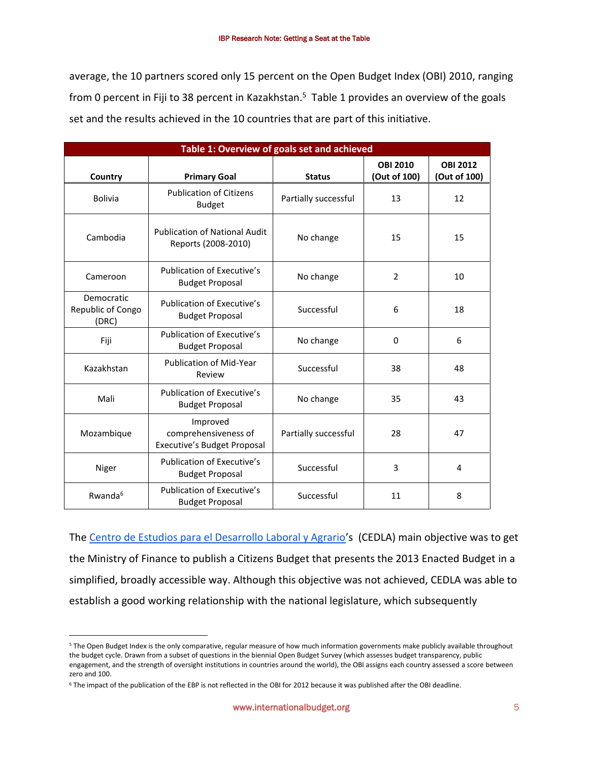average, the 10 partners scored only 15 percent on the Open Budget Index (OBI) 2010, ranging from 0 percent in Fiji to 38 percent in Kazakhstan.[5] Table 1 provides an overview of the goals set and the results achieved in the 10 countries that are part of this initiative.

**Table 1: Overview of goals set and achieved**

| Country | Primary Goal | Status | OBI 2010 (Out of 100) | OBI 2012 (Out of 100) |
|---|---|---|---|---|
| Bolivia | Publication of Citizens Budget | Partially successful | 13 | 12 |
| Cambodia | Publication of National Audit Reports (2008-2010) | No change | 15 | 15 |
| Cameroon | Publication of Executive's Budget Proposal | No change | 2 | 10 |
| Democratic Republic of Congo (DRC) | Publication of Executive's Budget Proposal | Successful | 6 | 18 |
| Fiji | Publication of Executive's Budget Proposal | No change | 0 | 6 |
| Kazakhstan | Publication of Mid-Year Review | Successful | 38 | 48 |
| Mali | Publication of Executive's Budget Proposal | No change | 35 | 43 |
| Mozambique | Improved comprehensiveness of Executive's Budget Proposal | Partially successful | 28 | 47 |
| Niger | Publication of Executive's Budget Proposal | Successful | 3 | 4 |
| Rwanda[6] | Publication of Executive's Budget Proposal | Successful | 11 | 8 |

The Centro de Estudios para el Desarrollo Laboral y Agrario's (CEDLA) main objective was to get the Ministry of Finance to publish a Citizens Budget that presents the 2013 Enacted Budget in a simplified, broadly accessible way. Although this objective was not achieved, CEDLA was able to establish a good working relationship with the national legislature, which subsequently

---

[5] The Open Budget Index is the only comparative, regular measure of how much information governments make publicly available throughout the budget cycle. Drawn from a subset of questions in the biennial Open Budget Survey (which assesses budget transparency, public engagement, and the strength of oversight institutions in countries around the world), the OBI assigns each country assessed a score between zero and 100.

[6] The impact of the publication of the EBP is not reflected in the OBI for 2012 because it was published after the OBI deadline.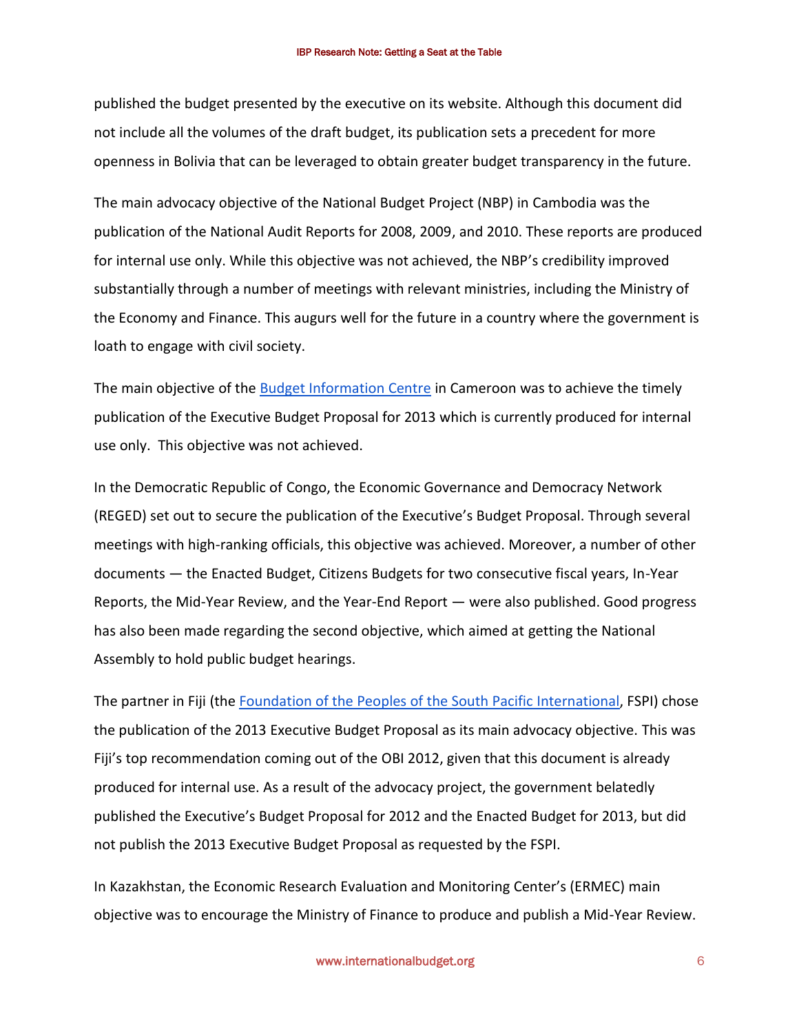published the budget presented by the executive on its website. Although this document did not include all the volumes of the draft budget, its publication sets a precedent for more openness in Bolivia that can be leveraged to obtain greater budget transparency in the future.

The main advocacy objective of the National Budget Project (NBP) in Cambodia was the publication of the National Audit Reports for 2008, 2009, and 2010. These reports are produced for internal use only. While this objective was not achieved, the NBP's credibility improved substantially through a number of meetings with relevant ministries, including the Ministry of the Economy and Finance. This augurs well for the future in a country where the government is loath to engage with civil society.

The main objective of the Budget Information Centre in Cameroon was to achieve the timely publication of the Executive Budget Proposal for 2013 which is currently produced for internal use only. This objective was not achieved.

In the Democratic Republic of Congo, the Economic Governance and Democracy Network (REGED) set out to secure the publication of the Executive's Budget Proposal. Through several meetings with high-ranking officials, this objective was achieved. Moreover, a number of other documents — the Enacted Budget, Citizens Budgets for two consecutive fiscal years, In-Year Reports, the Mid-Year Review, and the Year-End Report — were also published. Good progress has also been made regarding the second objective, which aimed at getting the National Assembly to hold public budget hearings.

The partner in Fiji (the Foundation of the Peoples of the South Pacific International, FSPI) chose the publication of the 2013 Executive Budget Proposal as its main advocacy objective. This was Fiji's top recommendation coming out of the OBI 2012, given that this document is already produced for internal use. As a result of the advocacy project, the government belatedly published the Executive's Budget Proposal for 2012 and the Enacted Budget for 2013, but did not publish the 2013 Executive Budget Proposal as requested by the FSPI.

In Kazakhstan, the Economic Research Evaluation and Monitoring Center's (ERMEC) main objective was to encourage the Ministry of Finance to produce and publish a Mid-Year Review.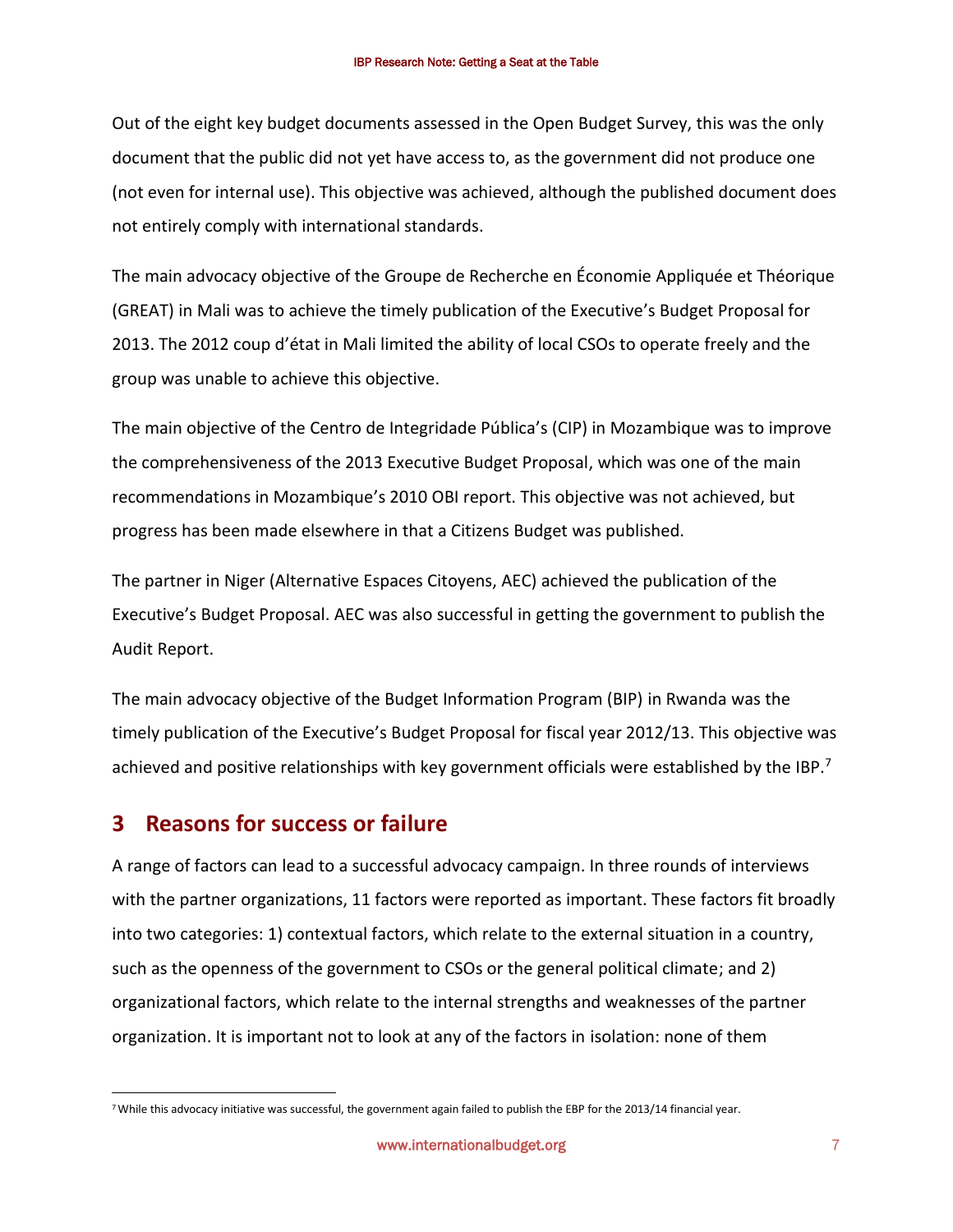Out of the eight key budget documents assessed in the Open Budget Survey, this was the only document that the public did not yet have access to, as the government did not produce one (not even for internal use). This objective was achieved, although the published document does not entirely comply with international standards.

The main advocacy objective of the Groupe de Recherche en Économie Appliquée et Théorique (GREAT) in Mali was to achieve the timely publication of the Executive's Budget Proposal for 2013. The 2012 coup d'état in Mali limited the ability of local CSOs to operate freely and the group was unable to achieve this objective.

The main objective of the Centro de Integridade Pública's (CIP) in Mozambique was to improve the comprehensiveness of the 2013 Executive Budget Proposal, which was one of the main recommendations in Mozambique's 2010 OBI report. This objective was not achieved, but progress has been made elsewhere in that a Citizens Budget was published.

The partner in Niger (Alternative Espaces Citoyens, AEC) achieved the publication of the Executive's Budget Proposal. AEC was also successful in getting the government to publish the Audit Report.

The main advocacy objective of the Budget Information Program (BIP) in Rwanda was the timely publication of the Executive's Budget Proposal for fiscal year 2012/13. This objective was achieved and positive relationships with key government officials were established by the IBP.[7]

## 3 Reasons for success or failure

A range of factors can lead to a successful advocacy campaign. In three rounds of interviews with the partner organizations, 11 factors were reported as important. These factors fit broadly into two categories: 1) contextual factors, which relate to the external situation in a country, such as the openness of the government to CSOs or the general political climate; and 2) organizational factors, which relate to the internal strengths and weaknesses of the partner organization. It is important not to look at any of the factors in isolation: none of them

[7] While this advocacy initiative was successful, the government again failed to publish the EBP for the 2013/14 financial year.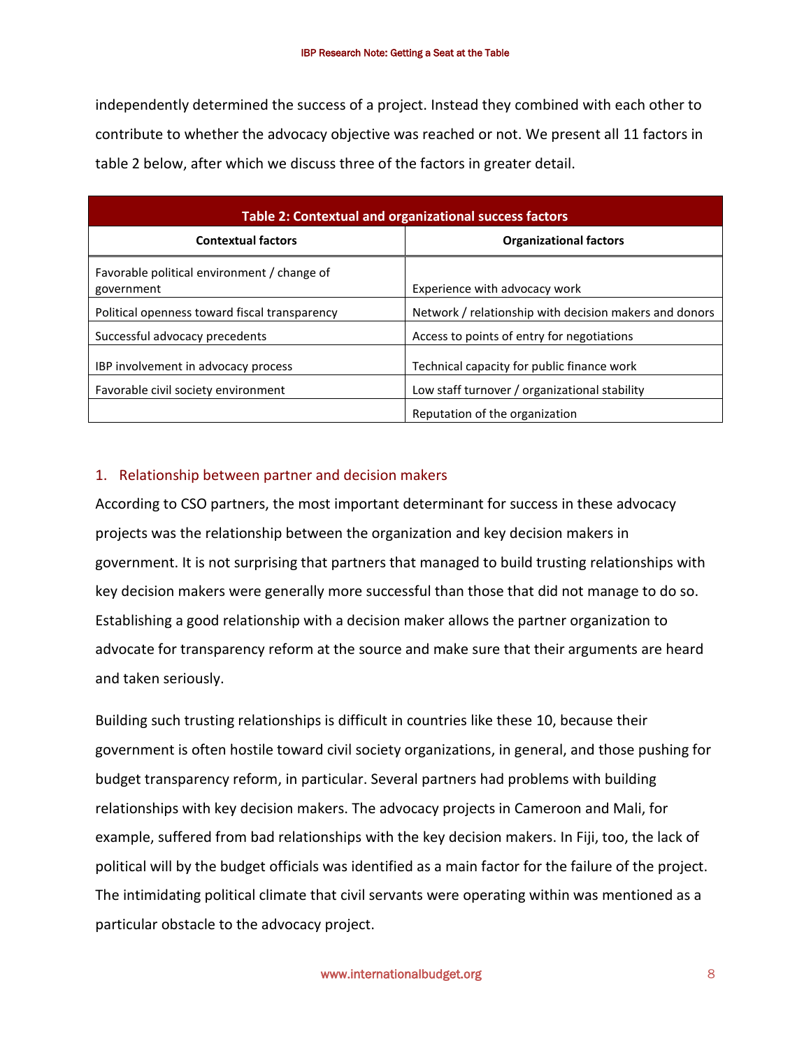independently determined the success of a project. Instead they combined with each other to contribute to whether the advocacy objective was reached or not. We present all 11 factors in table 2 below, after which we discuss three of the factors in greater detail.

**Table 2: Contextual and organizational success factors**

| Contextual factors | Organizational factors |
| --- | --- |
| Favorable political environment / change of government | Experience with advocacy work |
| Political openness toward fiscal transparency | Network / relationship with decision makers and donors |
| Successful advocacy precedents | Access to points of entry for negotiations |
| IBP involvement in advocacy process | Technical capacity for public finance work |
| Favorable civil society environment | Low staff turnover / organizational stability |
| | Reputation of the organization |

### 1. Relationship between partner and decision makers

According to CSO partners, the most important determinant for success in these advocacy projects was the relationship between the organization and key decision makers in government. It is not surprising that partners that managed to build trusting relationships with key decision makers were generally more successful than those that did not manage to do so. Establishing a good relationship with a decision maker allows the partner organization to advocate for transparency reform at the source and make sure that their arguments are heard and taken seriously.

Building such trusting relationships is difficult in countries like these 10, because their government is often hostile toward civil society organizations, in general, and those pushing for budget transparency reform, in particular. Several partners had problems with building relationships with key decision makers. The advocacy projects in Cameroon and Mali, for example, suffered from bad relationships with the key decision makers. In Fiji, too, the lack of political will by the budget officials was identified as a main factor for the failure of the project. The intimidating political climate that civil servants were operating within was mentioned as a particular obstacle to the advocacy project.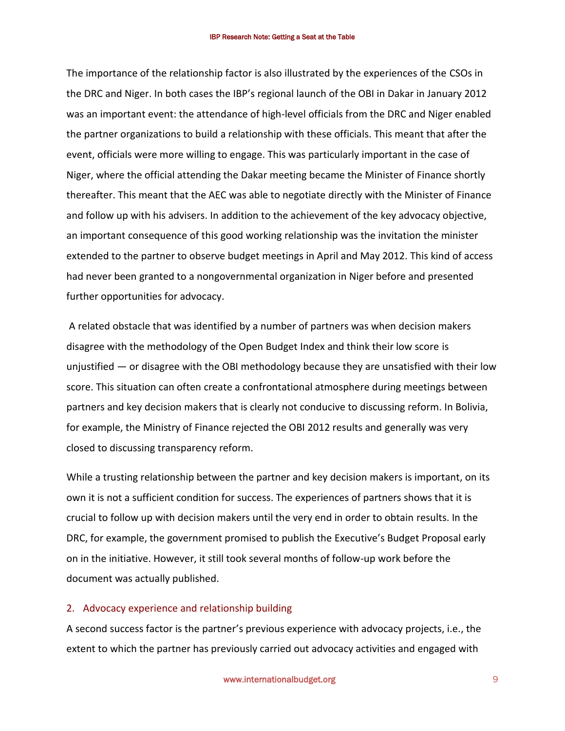The importance of the relationship factor is also illustrated by the experiences of the CSOs in the DRC and Niger. In both cases the IBP's regional launch of the OBI in Dakar in January 2012 was an important event: the attendance of high-level officials from the DRC and Niger enabled the partner organizations to build a relationship with these officials. This meant that after the event, officials were more willing to engage. This was particularly important in the case of Niger, where the official attending the Dakar meeting became the Minister of Finance shortly thereafter. This meant that the AEC was able to negotiate directly with the Minister of Finance and follow up with his advisers. In addition to the achievement of the key advocacy objective, an important consequence of this good working relationship was the invitation the minister extended to the partner to observe budget meetings in April and May 2012. This kind of access had never been granted to a nongovernmental organization in Niger before and presented further opportunities for advocacy.

A related obstacle that was identified by a number of partners was when decision makers disagree with the methodology of the Open Budget Index and think their low score is unjustified — or disagree with the OBI methodology because they are unsatisfied with their low score. This situation can often create a confrontational atmosphere during meetings between partners and key decision makers that is clearly not conducive to discussing reform. In Bolivia, for example, the Ministry of Finance rejected the OBI 2012 results and generally was very closed to discussing transparency reform.

While a trusting relationship between the partner and key decision makers is important, on its own it is not a sufficient condition for success. The experiences of partners shows that it is crucial to follow up with decision makers until the very end in order to obtain results. In the DRC, for example, the government promised to publish the Executive's Budget Proposal early on in the initiative. However, it still took several months of follow-up work before the document was actually published.

## 2. Advocacy experience and relationship building

A second success factor is the partner's previous experience with advocacy projects, i.e., the extent to which the partner has previously carried out advocacy activities and engaged with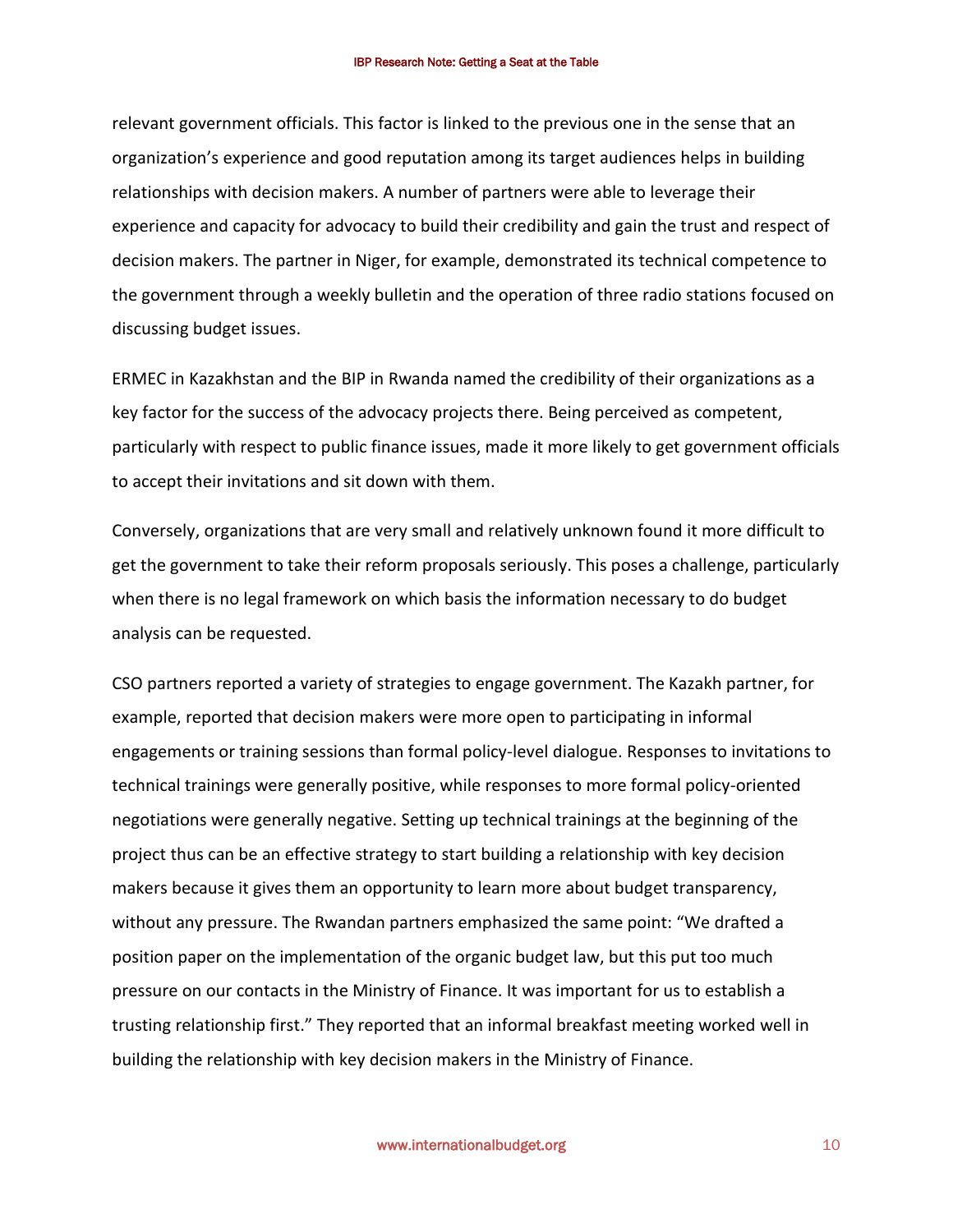relevant government officials. This factor is linked to the previous one in the sense that an organization's experience and good reputation among its target audiences helps in building relationships with decision makers. A number of partners were able to leverage their experience and capacity for advocacy to build their credibility and gain the trust and respect of decision makers. The partner in Niger, for example, demonstrated its technical competence to the government through a weekly bulletin and the operation of three radio stations focused on discussing budget issues.

ERMEC in Kazakhstan and the BIP in Rwanda named the credibility of their organizations as a key factor for the success of the advocacy projects there. Being perceived as competent, particularly with respect to public finance issues, made it more likely to get government officials to accept their invitations and sit down with them.

Conversely, organizations that are very small and relatively unknown found it more difficult to get the government to take their reform proposals seriously. This poses a challenge, particularly when there is no legal framework on which basis the information necessary to do budget analysis can be requested.

CSO partners reported a variety of strategies to engage government. The Kazakh partner, for example, reported that decision makers were more open to participating in informal engagements or training sessions than formal policy-level dialogue. Responses to invitations to technical trainings were generally positive, while responses to more formal policy-oriented negotiations were generally negative. Setting up technical trainings at the beginning of the project thus can be an effective strategy to start building a relationship with key decision makers because it gives them an opportunity to learn more about budget transparency, without any pressure. The Rwandan partners emphasized the same point: "We drafted a position paper on the implementation of the organic budget law, but this put too much pressure on our contacts in the Ministry of Finance. It was important for us to establish a trusting relationship first." They reported that an informal breakfast meeting worked well in building the relationship with key decision makers in the Ministry of Finance.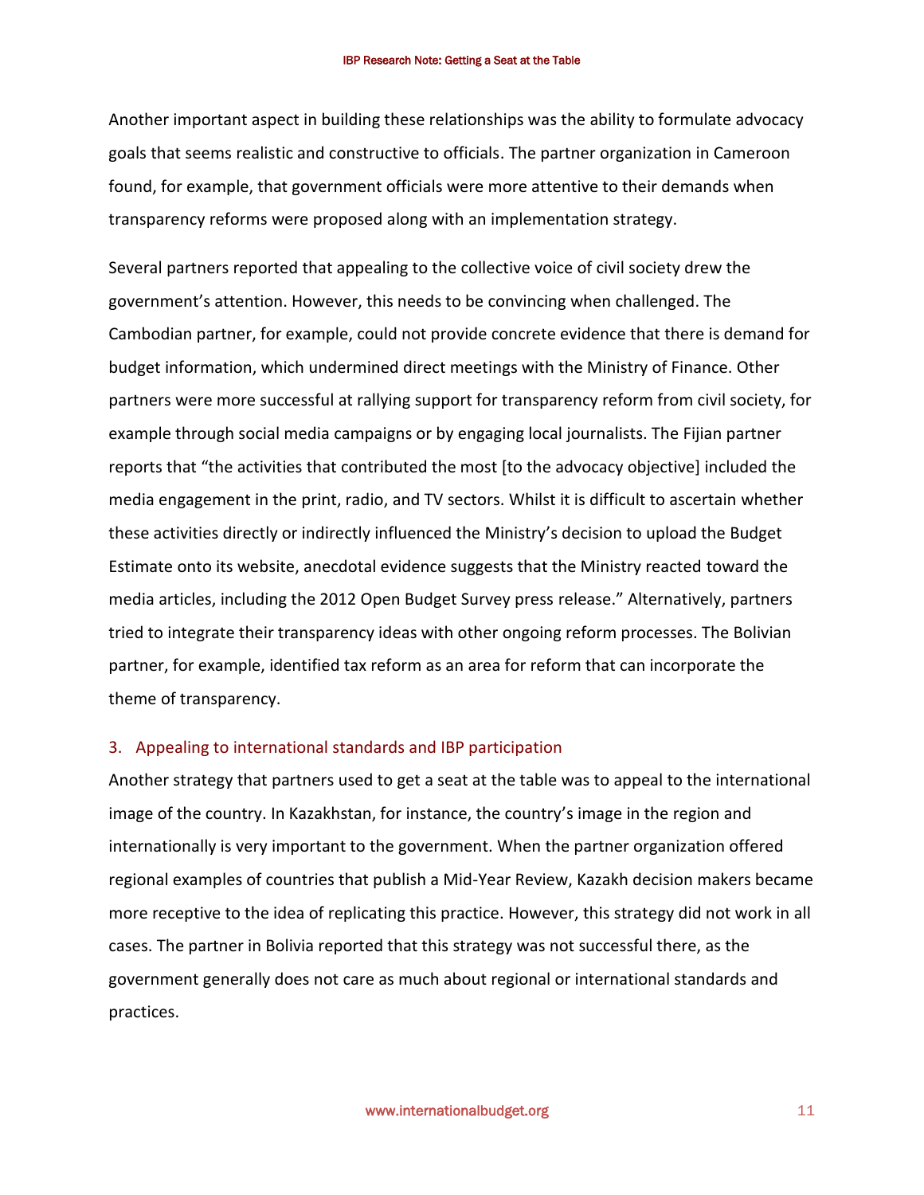Another important aspect in building these relationships was the ability to formulate advocacy goals that seems realistic and constructive to officials. The partner organization in Cameroon found, for example, that government officials were more attentive to their demands when transparency reforms were proposed along with an implementation strategy.

Several partners reported that appealing to the collective voice of civil society drew the government's attention. However, this needs to be convincing when challenged. The Cambodian partner, for example, could not provide concrete evidence that there is demand for budget information, which undermined direct meetings with the Ministry of Finance. Other partners were more successful at rallying support for transparency reform from civil society, for example through social media campaigns or by engaging local journalists. The Fijian partner reports that "the activities that contributed the most [to the advocacy objective] included the media engagement in the print, radio, and TV sectors. Whilst it is difficult to ascertain whether these activities directly or indirectly influenced the Ministry's decision to upload the Budget Estimate onto its website, anecdotal evidence suggests that the Ministry reacted toward the media articles, including the 2012 Open Budget Survey press release." Alternatively, partners tried to integrate their transparency ideas with other ongoing reform processes. The Bolivian partner, for example, identified tax reform as an area for reform that can incorporate the theme of transparency.

### 3. Appealing to international standards and IBP participation

Another strategy that partners used to get a seat at the table was to appeal to the international image of the country. In Kazakhstan, for instance, the country's image in the region and internationally is very important to the government. When the partner organization offered regional examples of countries that publish a Mid-Year Review, Kazakh decision makers became more receptive to the idea of replicating this practice. However, this strategy did not work in all cases. The partner in Bolivia reported that this strategy was not successful there, as the government generally does not care as much about regional or international standards and practices.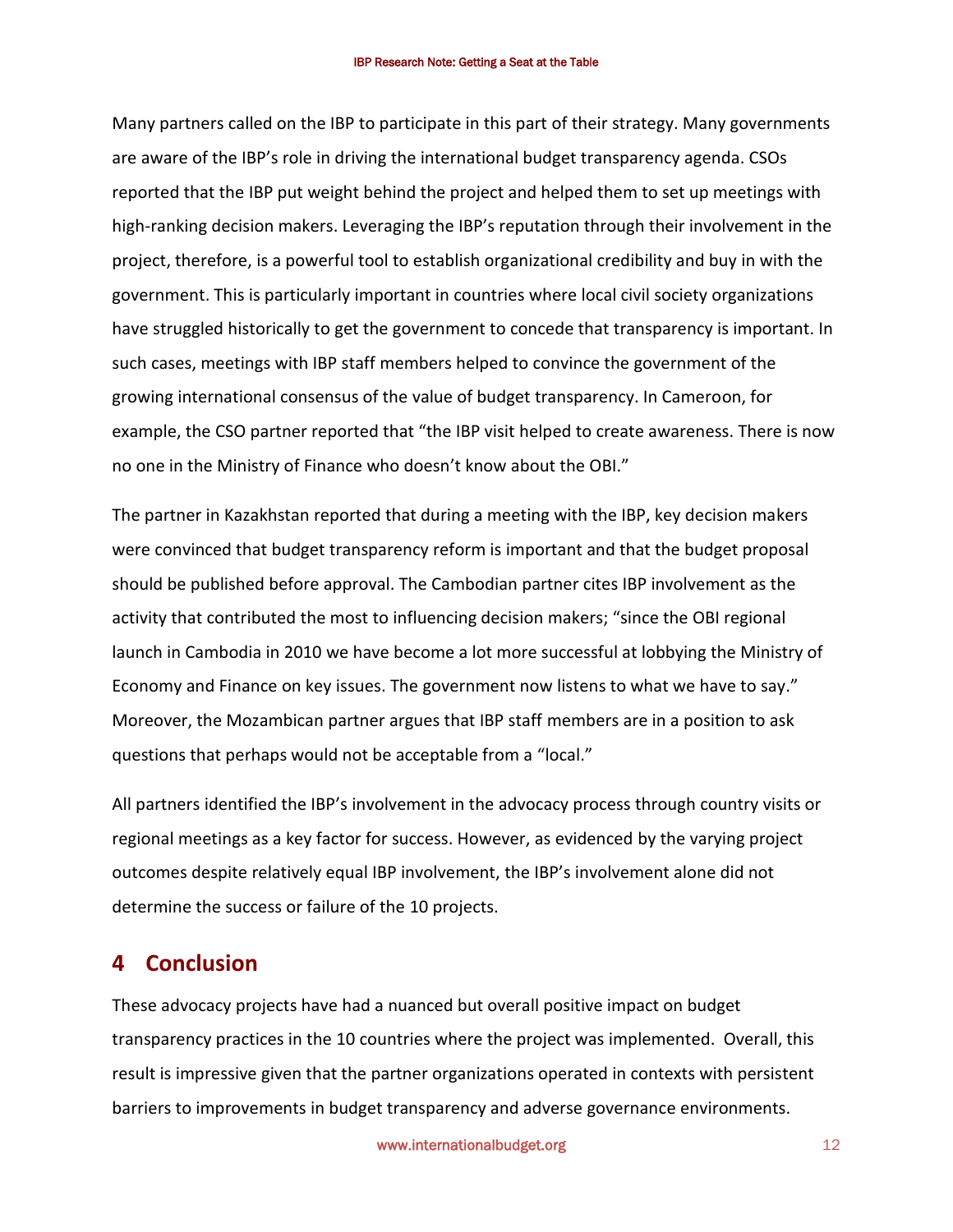Many partners called on the IBP to participate in this part of their strategy. Many governments are aware of the IBP's role in driving the international budget transparency agenda. CSOs reported that the IBP put weight behind the project and helped them to set up meetings with high-ranking decision makers. Leveraging the IBP's reputation through their involvement in the project, therefore, is a powerful tool to establish organizational credibility and buy in with the government. This is particularly important in countries where local civil society organizations have struggled historically to get the government to concede that transparency is important. In such cases, meetings with IBP staff members helped to convince the government of the growing international consensus of the value of budget transparency. In Cameroon, for example, the CSO partner reported that "the IBP visit helped to create awareness. There is now no one in the Ministry of Finance who doesn't know about the OBI."

The partner in Kazakhstan reported that during a meeting with the IBP, key decision makers were convinced that budget transparency reform is important and that the budget proposal should be published before approval. The Cambodian partner cites IBP involvement as the activity that contributed the most to influencing decision makers; "since the OBI regional launch in Cambodia in 2010 we have become a lot more successful at lobbying the Ministry of Economy and Finance on key issues. The government now listens to what we have to say." Moreover, the Mozambican partner argues that IBP staff members are in a position to ask questions that perhaps would not be acceptable from a "local."

All partners identified the IBP's involvement in the advocacy process through country visits or regional meetings as a key factor for success. However, as evidenced by the varying project outcomes despite relatively equal IBP involvement, the IBP's involvement alone did not determine the success or failure of the 10 projects.

## 4 Conclusion

These advocacy projects have had a nuanced but overall positive impact on budget transparency practices in the 10 countries where the project was implemented. Overall, this result is impressive given that the partner organizations operated in contexts with persistent barriers to improvements in budget transparency and adverse governance environments.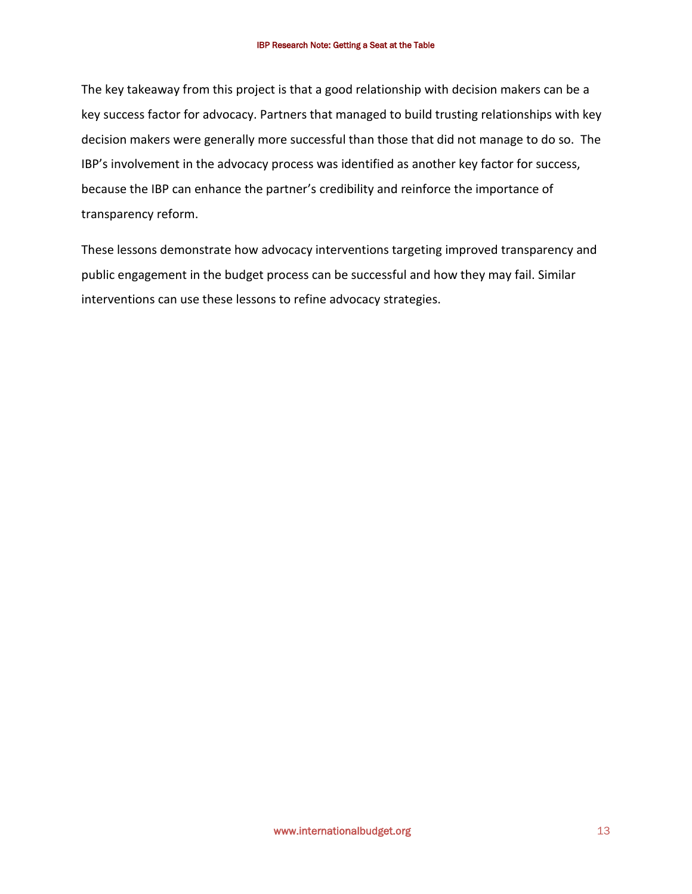The key takeaway from this project is that a good relationship with decision makers can be a key success factor for advocacy. Partners that managed to build trusting relationships with key decision makers were generally more successful than those that did not manage to do so. The IBP's involvement in the advocacy process was identified as another key factor for success, because the IBP can enhance the partner's credibility and reinforce the importance of transparency reform.

These lessons demonstrate how advocacy interventions targeting improved transparency and public engagement in the budget process can be successful and how they may fail. Similar interventions can use these lessons to refine advocacy strategies.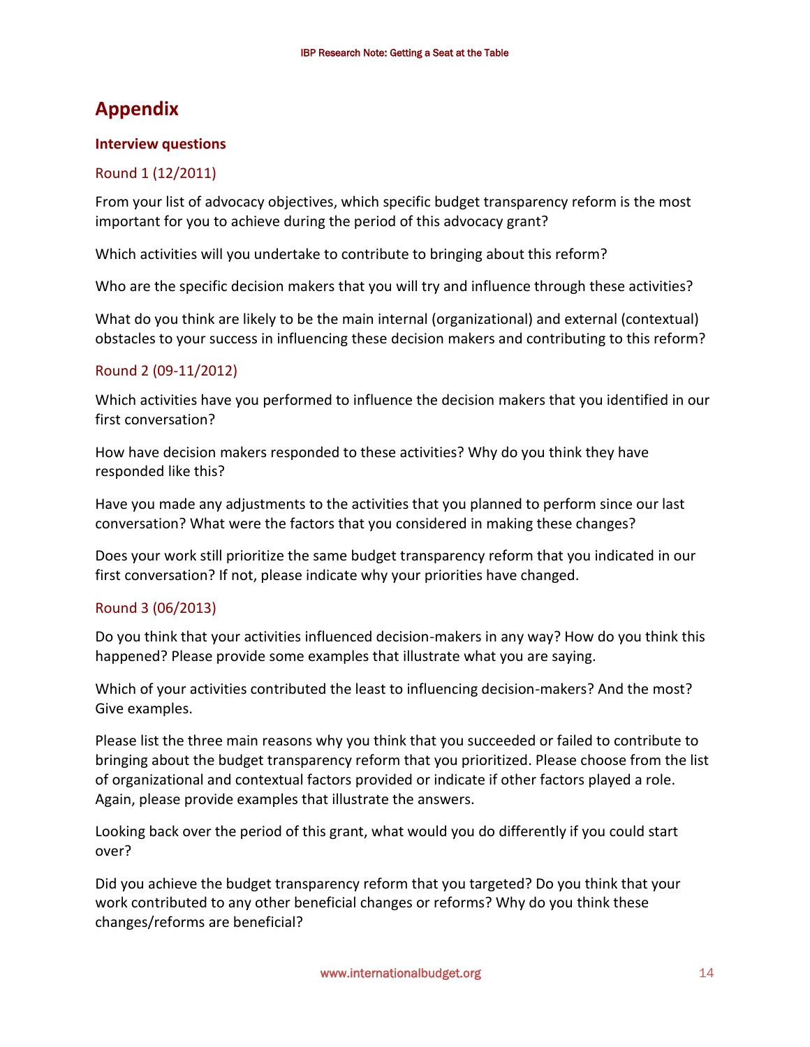# Appendix

## Interview questions

### Round 1 (12/2011)

From your list of advocacy objectives, which specific budget transparency reform is the most important for you to achieve during the period of this advocacy grant?

Which activities will you undertake to contribute to bringing about this reform?

Who are the specific decision makers that you will try and influence through these activities?

What do you think are likely to be the main internal (organizational) and external (contextual) obstacles to your success in influencing these decision makers and contributing to this reform?

### Round 2 (09-11/2012)

Which activities have you performed to influence the decision makers that you identified in our first conversation?

How have decision makers responded to these activities? Why do you think they have responded like this?

Have you made any adjustments to the activities that you planned to perform since our last conversation? What were the factors that you considered in making these changes?

Does your work still prioritize the same budget transparency reform that you indicated in our first conversation? If not, please indicate why your priorities have changed.

### Round 3 (06/2013)

Do you think that your activities influenced decision-makers in any way? How do you think this happened? Please provide some examples that illustrate what you are saying.

Which of your activities contributed the least to influencing decision-makers? And the most? Give examples.

Please list the three main reasons why you think that you succeeded or failed to contribute to bringing about the budget transparency reform that you prioritized. Please choose from the list of organizational and contextual factors provided or indicate if other factors played a role. Again, please provide examples that illustrate the answers.

Looking back over the period of this grant, what would you do differently if you could start over?

Did you achieve the budget transparency reform that you targeted? Do you think that your work contributed to any other beneficial changes or reforms? Why do you think these changes/reforms are beneficial?